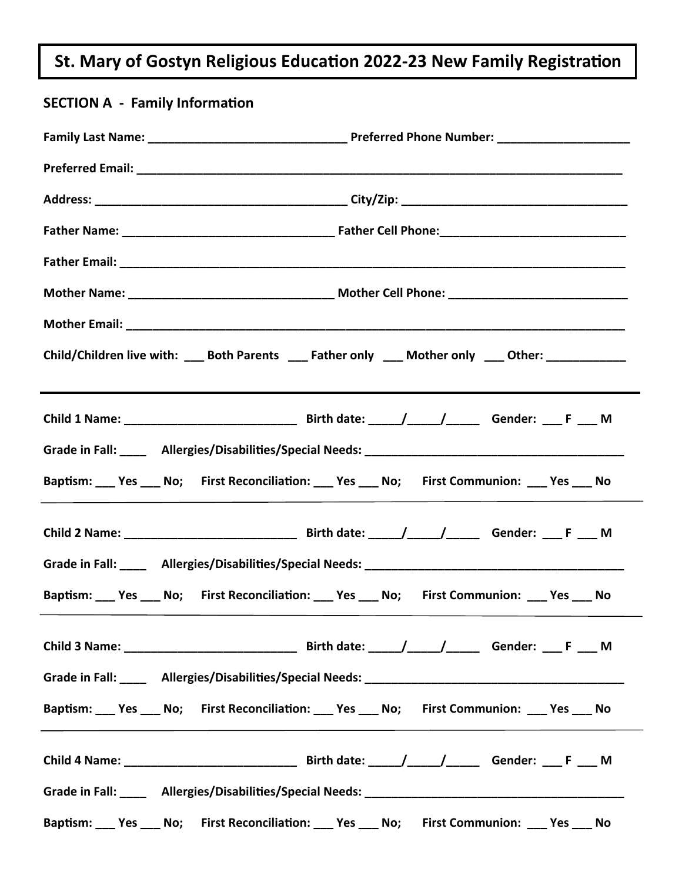# St. Mary of Gostyn Religious Education 2022-23 New Family Registration

## SECTION A - Family Information

**Family Last Name:** ______________________________ **Preferred Phone Number:** ____________________

**Preferred Email:** ______________________________________________________________________________

**Address:** ______________________________________ **City/Zip:** __________________________________

**Father Name:** _______________________________ **Father Cell Phone:**___________________________

**Father Email:** __________________________________________________________________________________

**Mother Name:** _______________________________ **Mother Cell Phone:** __________________________

**Mother Email:** __________________________________________________________________________________

**Child/Children live with:** ___ **Both Parents** ___ **Father only** ___ **Mother only** ___ **Other:** ____________

---

**Child 1 Name:** __________________________ **Birth date:** _____/_____/_____ **Gender:** ___ **F** ___ **M**

**Grade in Fall:** ____ **Allergies/Disabilities/Special Needs:** _______________________________________

**Baptism:** ___ **Yes** ___ **No;** **First Reconciliation:** ___ **Yes** ___ **No;** **First Communion:** ___ **Yes** ___ **No**

---

**Child 2 Name:** __________________________ **Birth date:** _____/_____/_____ **Gender:** ___ **F** ___ **M**

**Grade in Fall:** ____ **Allergies/Disabilities/Special Needs:** _______________________________________

**Baptism:** ___ **Yes** ___ **No;** **First Reconciliation:** ___ **Yes** ___ **No;** **First Communion:** ___ **Yes** ___ **No**

---

**Child 3 Name:** __________________________ **Birth date:** _____/_____/_____ **Gender:** ___ **F** ___ **M**

**Grade in Fall:** ____ **Allergies/Disabilities/Special Needs:** _______________________________________

**Baptism:** ___ **Yes** ___ **No;** **First Reconciliation:** ___ **Yes** ___ **No;** **First Communion:** ___ **Yes** ___ **No**

---

**Child 4 Name:** __________________________ **Birth date:** _____/_____/_____ **Gender:** ___ **F** ___ **M**

**Grade in Fall:** ____ **Allergies/Disabilities/Special Needs:** _______________________________________

**Baptism:** ___ **Yes** ___ **No;** **First Reconciliation:** ___ **Yes** ___ **No;** **First Communion:** ___ **Yes** ___ **No**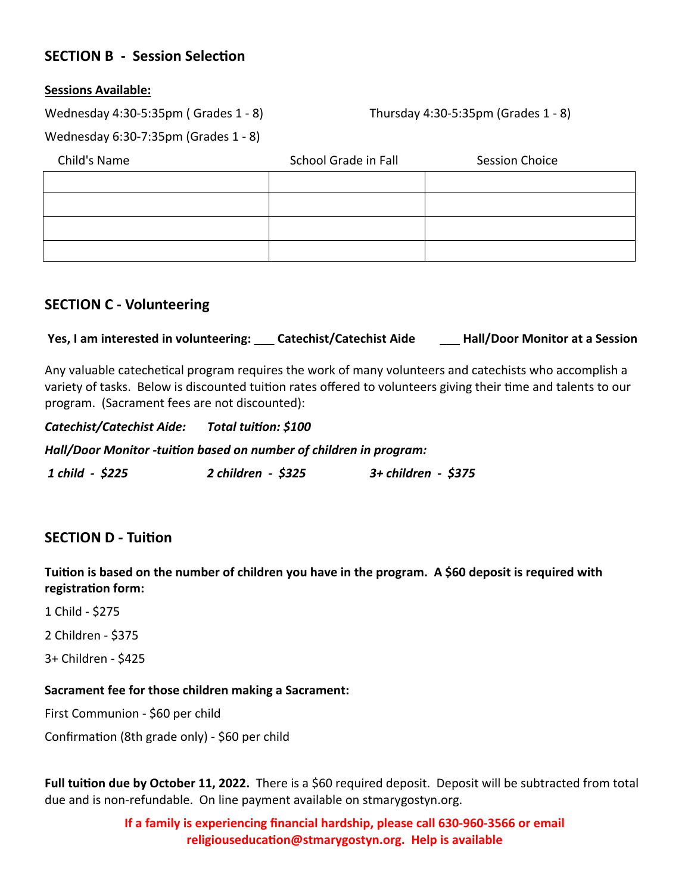## SECTION B - Session Selection

**Sessions Available:**

Wednesday 4:30-5:35pm ( Grades 1 - 8)

Thursday 4:30-5:35pm (Grades 1 - 8)

Wednesday 6:30-7:35pm (Grades 1 - 8)

| Child's Name | School Grade in Fall | Session Choice |
|---|---|---|
| | | |
| | | |
| | | |
| | | |

## SECTION C - Volunteering

**Yes, I am interested in volunteering: ___ Catechist/Catechist Aide ___ Hall/Door Monitor at a Session**

Any valuable catechetical program requires the work of many volunteers and catechists who accomplish a variety of tasks. Below is discounted tuition rates offered to volunteers giving their time and talents to our program. (Sacrament fees are not discounted):

***Catechist/Catechist Aide: Total tuition: $100***

***Hall/Door Monitor -tuition based on number of children in program:***

***1 child - $225 2 children - $325 3+ children - $375***

## SECTION D - Tuition

**Tuition is based on the number of children you have in the program. A $60 deposit is required with registration form:**

1 Child - $275

2 Children - $375

3+ Children - $425

**Sacrament fee for those children making a Sacrament:**

First Communion - $60 per child

Confirmation (8th grade only) - $60 per child

**Full tuition due by October 11, 2022.** There is a $60 required deposit. Deposit will be subtracted from total due and is non-refundable. On line payment available on stmarygostyn.org.

**If a family is experiencing financial hardship, please call 630-960-3566 or email religiouseducation@stmarygostyn.org. Help is available**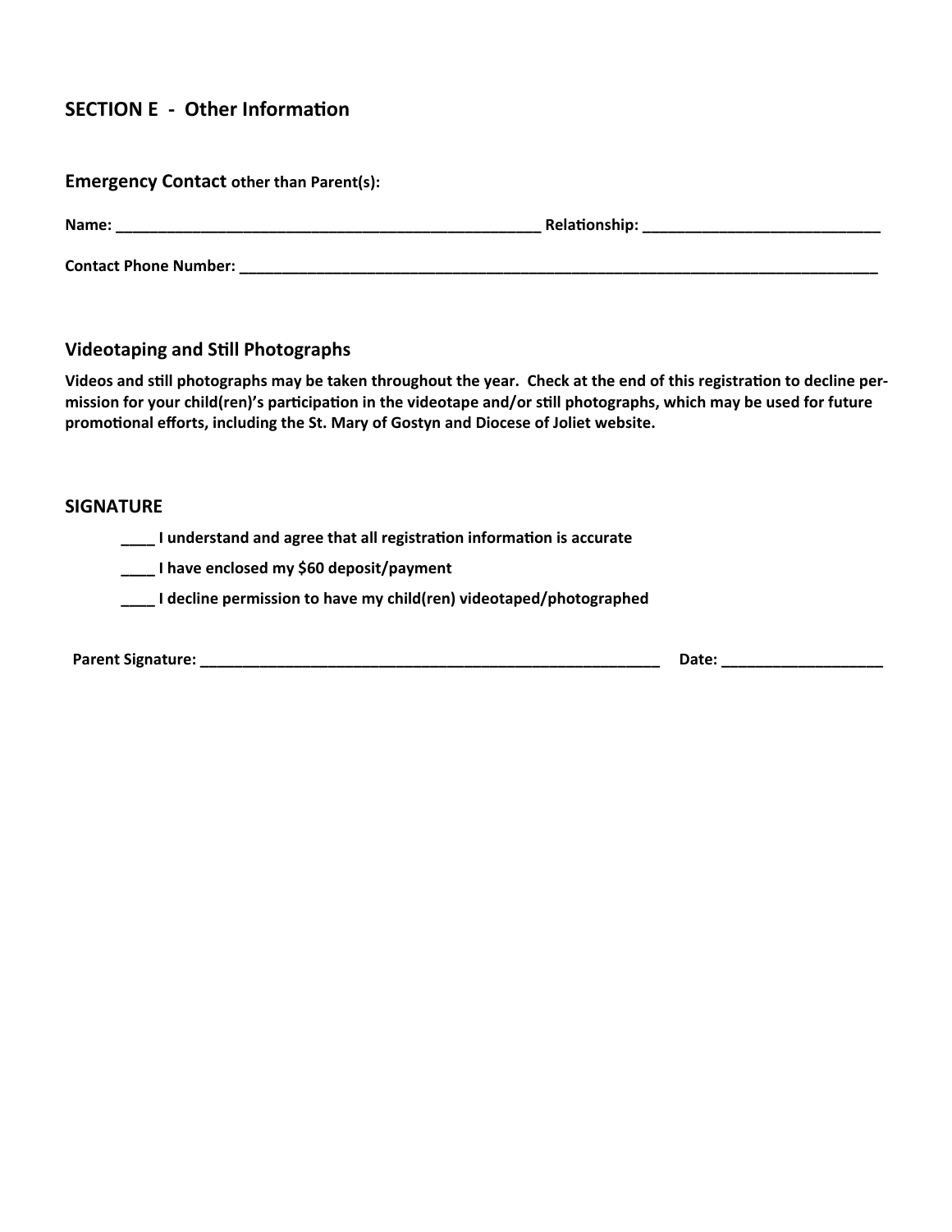## SECTION E - Other Information

### Emergency Contact other than Parent(s):

**Name: \_\_\_\_\_\_\_\_\_\_\_\_\_\_\_\_\_\_\_\_\_\_\_\_\_\_\_\_\_\_\_\_\_\_\_\_\_\_\_\_\_\_\_\_\_\_\_\_\_\_\_ Relationship: \_\_\_\_\_\_\_\_\_\_\_\_\_\_\_\_\_\_\_\_\_\_\_\_\_\_\_\_\_\_**

**Contact Phone Number: \_\_\_\_\_\_\_\_\_\_\_\_\_\_\_\_\_\_\_\_\_\_\_\_\_\_\_\_\_\_\_\_\_\_\_\_\_\_\_\_\_\_\_\_\_\_\_\_\_\_\_\_\_\_\_\_\_\_\_\_\_\_\_\_\_\_\_\_\_\_\_\_\_\_\_\_\_\_\_\_**

### Videotaping and Still Photographs

**Videos and still photographs may be taken throughout the year. Check at the end of this registration to decline permission for your child(ren)'s participation in the videotape and/or still photographs, which may be used for future promotional efforts, including the St. Mary of Gostyn and Diocese of Joliet website.**

### SIGNATURE

**\_\_\_\_ I understand and agree that all registration information is accurate**

**\_\_\_\_ I have enclosed my $60 deposit/payment**

**\_\_\_\_ I decline permission to have my child(ren) videotaped/photographed**

**Parent Signature: \_\_\_\_\_\_\_\_\_\_\_\_\_\_\_\_\_\_\_\_\_\_\_\_\_\_\_\_\_\_\_\_\_\_\_\_\_\_\_\_\_\_\_\_\_\_\_\_\_\_\_\_\_\_\_\_\_\_ Date: \_\_\_\_\_\_\_\_\_\_\_\_\_\_\_\_\_\_\_\_**